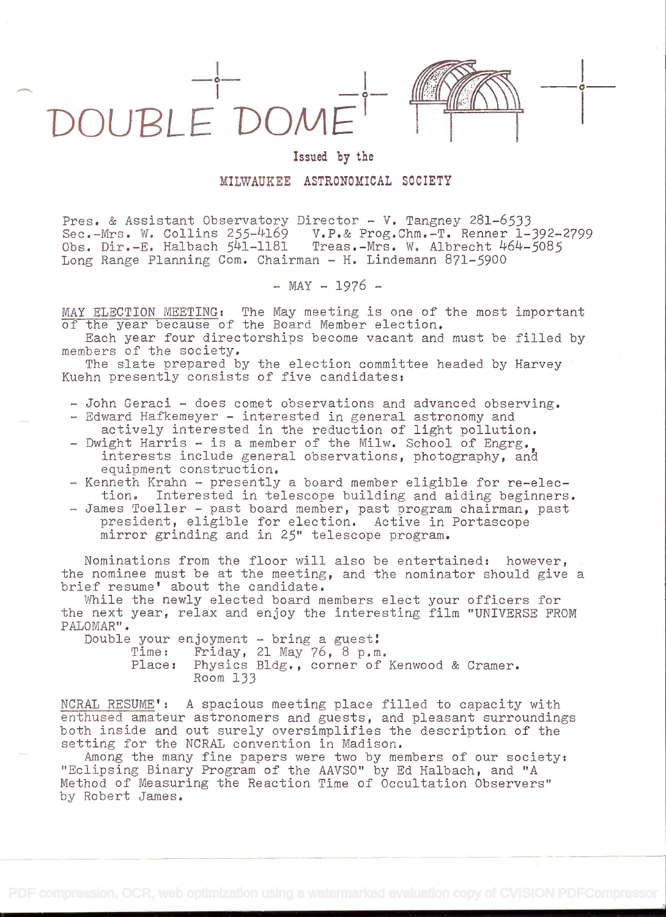# DOUBLE DOME

Issued by the

MILWAUKEE ASTRONOMICAL SOCIETY

Pres. & Assistant Observatory Director - V. Tangney 281-6533
Sec.-Mrs. W. Collins 255-4169 V.P.& Prog.Chm.-T. Renner 1-392-2799
Obs. Dir.-E. Halbach 541-1181 Treas.-Mrs. W. Albrecht 464-5085
Long Range Planning Com. Chairman - H. Lindemann 871-5900

\- MAY - 1976 -

MAY ELECTION MEETING: The May meeting is one of the most important of the year because of the Board Member election.

Each year four directorships become vacant and must be filled by members of the society.

The slate prepared by the election committee headed by Harvey Kuehn presently consists of five candidates:

- John Geraci - does comet observations and advanced observing.
- Edward Hafkemeyer - interested in general astronomy and actively interested in the reduction of light pollution.
- Dwight Harris - is a member of the Milw. School of Engrg., interests include general observations, photography, and equipment construction.
- Kenneth Krahn - presently a board member eligible for re-election. Interested in telescope building and aiding beginners.
- James Toeller - past board member, past program chairman, past president, eligible for election. Active in Portascope mirror grinding and in 25" telescope program.

Nominations from the floor will also be entertained: however, the nominee must be at the meeting, and the nominator should give a brief resume' about the candidate.

While the newly elected board members elect your officers for the next year, relax and enjoy the interesting film "UNIVERSE FROM PALOMAR".

Double your enjoyment - bring a guest!

Time: Friday, 21 May 76, 8 p.m.
Place: Physics Bldg., corner of Kenwood & Cramer.
Room 133

NCRAL RESUME': A spacious meeting place filled to capacity with enthused amateur astronomers and guests, and pleasant surroundings both inside and out surely oversimplifies the description of the setting for the NCRAL convention in Madison.

Among the many fine papers were two by members of our society: "Eclipsing Binary Program of the AAVSO" by Ed Halbach, and "A Method of Measuring the Reaction Time of Occultation Observers" by Robert James.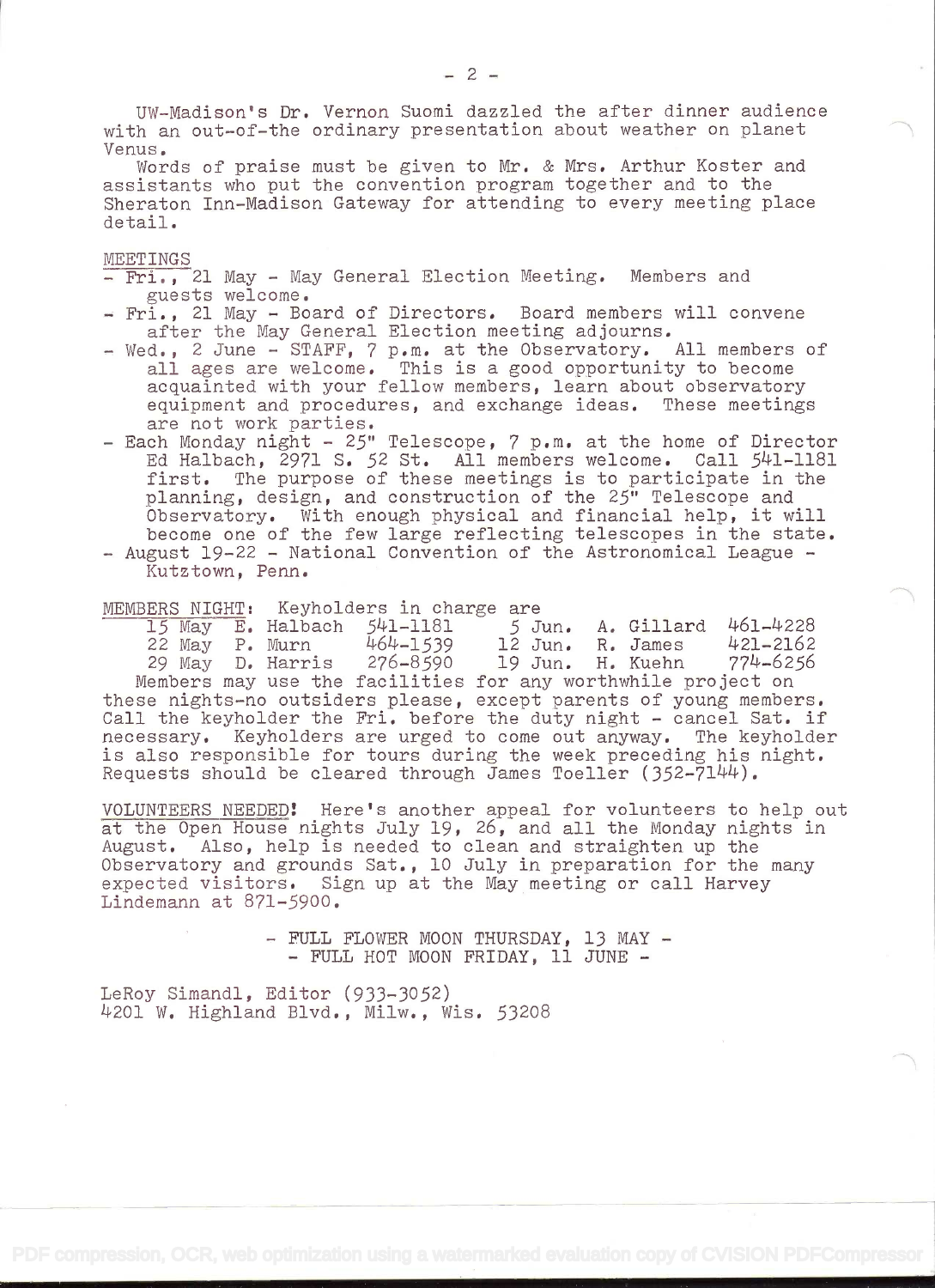UW-Madison's Dr. Vernon Suomi dazzled the after dinner audience with an out-of-the ordinary presentation about weather on planet Venus.

Words of praise must be given to Mr. & Mrs. Arthur Koster and assistants who put the convention program together and to the Sheraton Inn-Madison Gateway for attending to every meeting place detail.

MEETINGS

- Fri., 21 May - May General Election Meeting. Members and guests welcome.
- Fri., 21 May - Board of Directors. Board members will convene after the May General Election meeting adjourns.
- Wed., 2 June - STAFF, 7 p.m. at the Observatory. All members of all ages are welcome. This is a good opportunity to become acquainted with your fellow members, learn about observatory equipment and procedures, and exchange ideas. These meetings are not work parties.
- Each Monday night - 25" Telescope, 7 p.m. at the home of Director Ed Halbach, 2971 S. 52 St. All members welcome. Call 541-1181 first. The purpose of these meetings is to participate in the planning, design, and construction of the 25" Telescope and Observatory. With enough physical and financial help, it will become one of the few large reflecting telescopes in the state.
- August 19-22 - National Convention of the Astronomical League - Kutztown, Penn.

MEMBERS NIGHT: Keyholders in charge are

| | | | | | |
|---|---|---|---|---|---|
| 15 May | E. Halbach | 541-1181 | 5 Jun. | A. Gillard | 461-4228 |
| 22 May | P. Murn | 464-1539 | 12 Jun. | R. James | 421-2162 |
| 29 May | D. Harris | 276-8590 | 19 Jun. | H. Kuehn | 774-6256 |

Members may use the facilities for any worthwhile project on these nights-no outsiders please, except parents of young members. Call the keyholder the Fri. before the duty night - cancel Sat. if necessary. Keyholders are urged to come out anyway. The keyholder is also responsible for tours during the week preceding his night. Requests should be cleared through James Toeller (352-7144).

VOLUNTEERS NEEDED! Here's another appeal for volunteers to help out at the Open House nights July 19, 26, and all the Monday nights in August. Also, help is needed to clean and straighten up the Observatory and grounds Sat., 10 July in preparation for the many expected visitors. Sign up at the May meeting or call Harvey Lindemann at 871-5900.

- FULL FLOWER MOON THURSDAY, 13 MAY -
- FULL HOT MOON FRIDAY, 11 JUNE -

LeRoy Simandl, Editor (933-3052)
4201 W. Highland Blvd., Milw., Wis. 53208